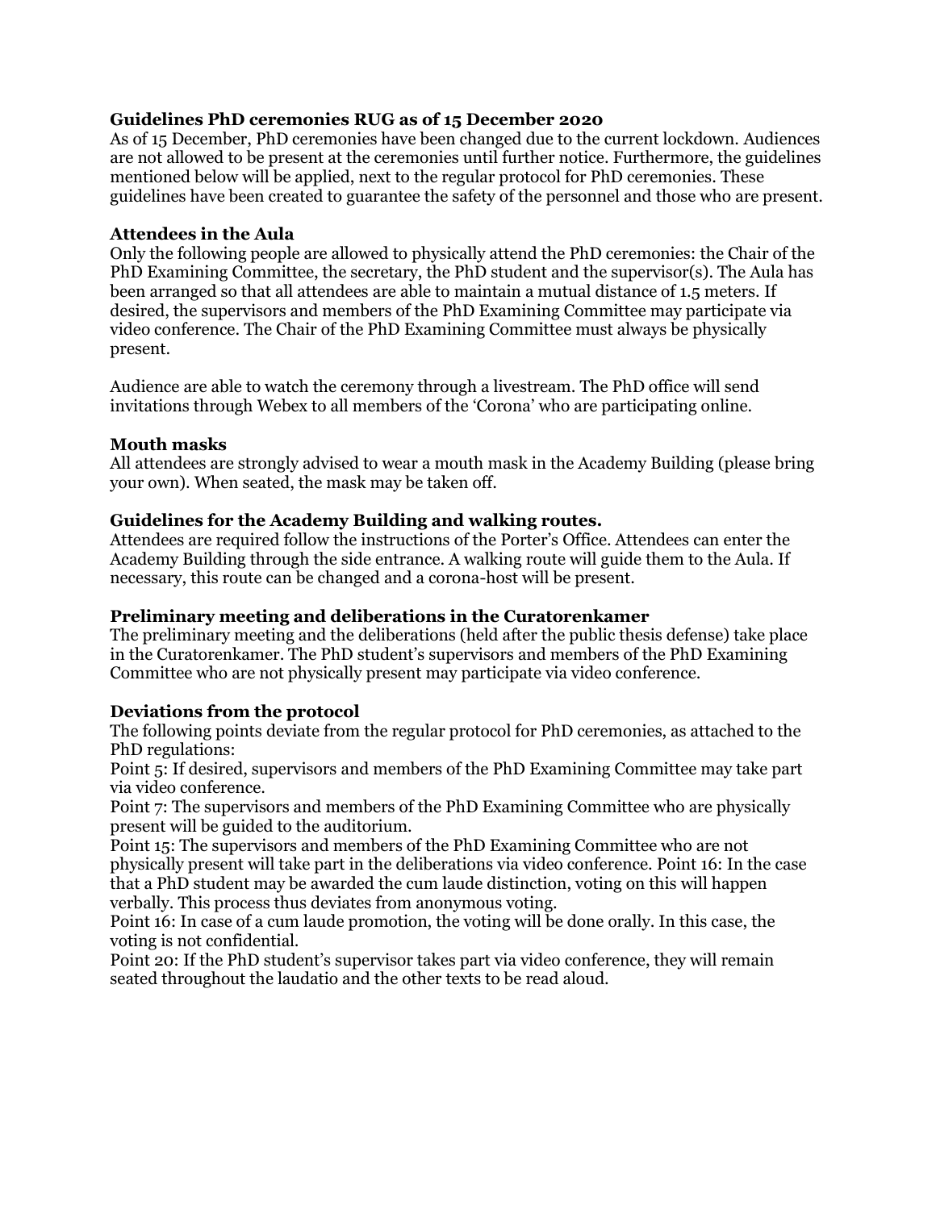**Guidelines PhD ceremonies RUG as of 15 December 2020**

As of 15 December, PhD ceremonies have been changed due to the current lockdown. Audiences are not allowed to be present at the ceremonies until further notice. Furthermore, the guidelines mentioned below will be applied, next to the regular protocol for PhD ceremonies. These guidelines have been created to guarantee the safety of the personnel and those who are present.

**Attendees in the Aula**

Only the following people are allowed to physically attend the PhD ceremonies: the Chair of the PhD Examining Committee, the secretary, the PhD student and the supervisor(s). The Aula has been arranged so that all attendees are able to maintain a mutual distance of 1.5 meters. If desired, the supervisors and members of the PhD Examining Committee may participate via video conference. The Chair of the PhD Examining Committee must always be physically present.

Audience are able to watch the ceremony through a livestream. The PhD office will send invitations through Webex to all members of the 'Corona' who are participating online.

**Mouth masks**

All attendees are strongly advised to wear a mouth mask in the Academy Building (please bring your own). When seated, the mask may be taken off.

**Guidelines for the Academy Building and walking routes.**

Attendees are required follow the instructions of the Porter's Office. Attendees can enter the Academy Building through the side entrance. A walking route will guide them to the Aula. If necessary, this route can be changed and a corona-host will be present.

**Preliminary meeting and deliberations in the Curatorenkamer**

The preliminary meeting and the deliberations (held after the public thesis defense) take place in the Curatorenkamer. The PhD student's supervisors and members of the PhD Examining Committee who are not physically present may participate via video conference.

**Deviations from the protocol**

The following points deviate from the regular protocol for PhD ceremonies, as attached to the PhD regulations:

Point 5: If desired, supervisors and members of the PhD Examining Committee may take part via video conference.

Point 7: The supervisors and members of the PhD Examining Committee who are physically present will be guided to the auditorium.

Point 15: The supervisors and members of the PhD Examining Committee who are not physically present will take part in the deliberations via video conference. Point 16: In the case that a PhD student may be awarded the cum laude distinction, voting on this will happen verbally. This process thus deviates from anonymous voting.

Point 16: In case of a cum laude promotion, the voting will be done orally. In this case, the voting is not confidential.

Point 20: If the PhD student's supervisor takes part via video conference, they will remain seated throughout the laudatio and the other texts to be read aloud.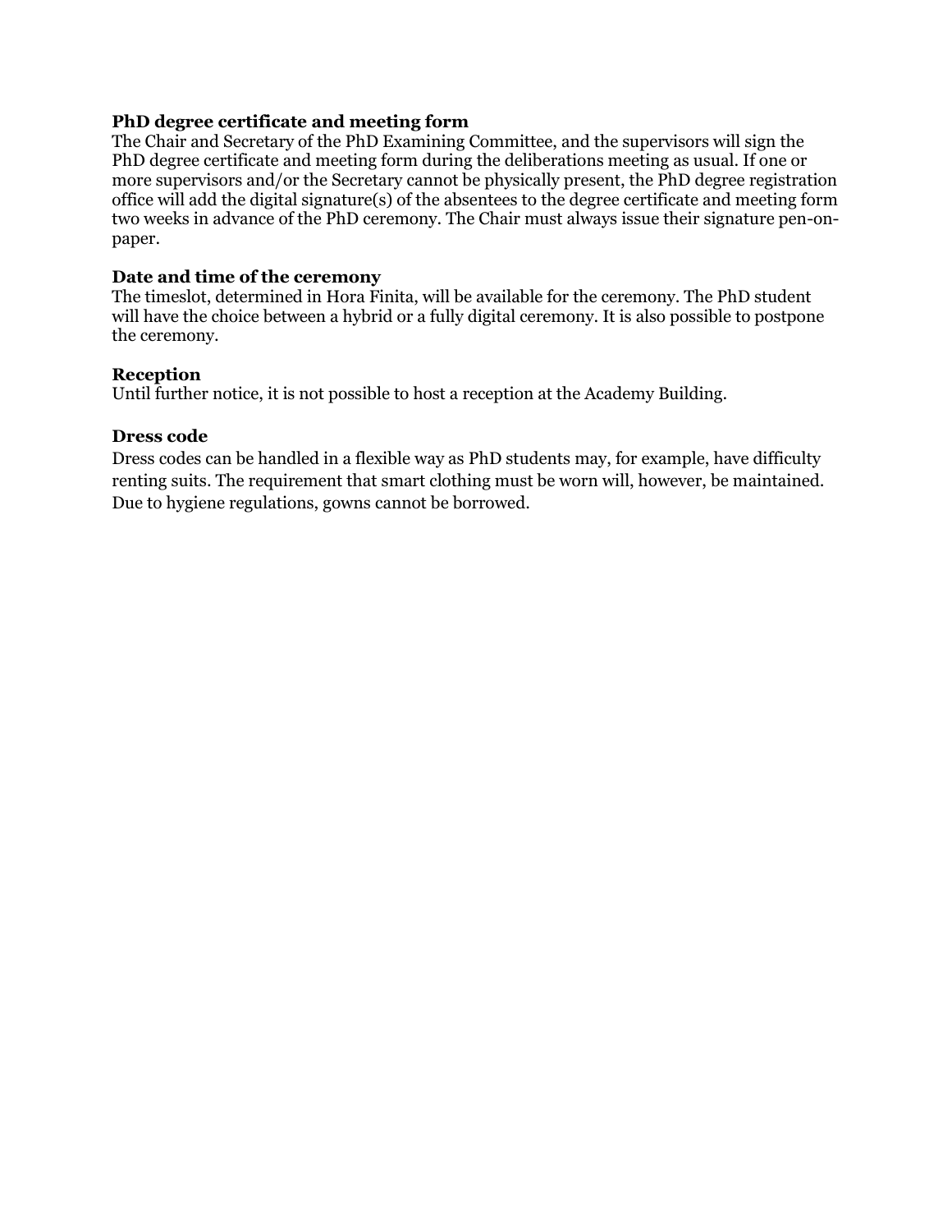**PhD degree certificate and meeting form**
The Chair and Secretary of the PhD Examining Committee, and the supervisors will sign the PhD degree certificate and meeting form during the deliberations meeting as usual. If one or more supervisors and/or the Secretary cannot be physically present, the PhD degree registration office will add the digital signature(s) of the absentees to the degree certificate and meeting form two weeks in advance of the PhD ceremony. The Chair must always issue their signature pen-on-paper.

**Date and time of the ceremony**
The timeslot, determined in Hora Finita, will be available for the ceremony. The PhD student will have the choice between a hybrid or a fully digital ceremony. It is also possible to postpone the ceremony.

**Reception**
Until further notice, it is not possible to host a reception at the Academy Building.

**Dress code**
Dress codes can be handled in a flexible way as PhD students may, for example, have difficulty renting suits. The requirement that smart clothing must be worn will, however, be maintained. Due to hygiene regulations, gowns cannot be borrowed.